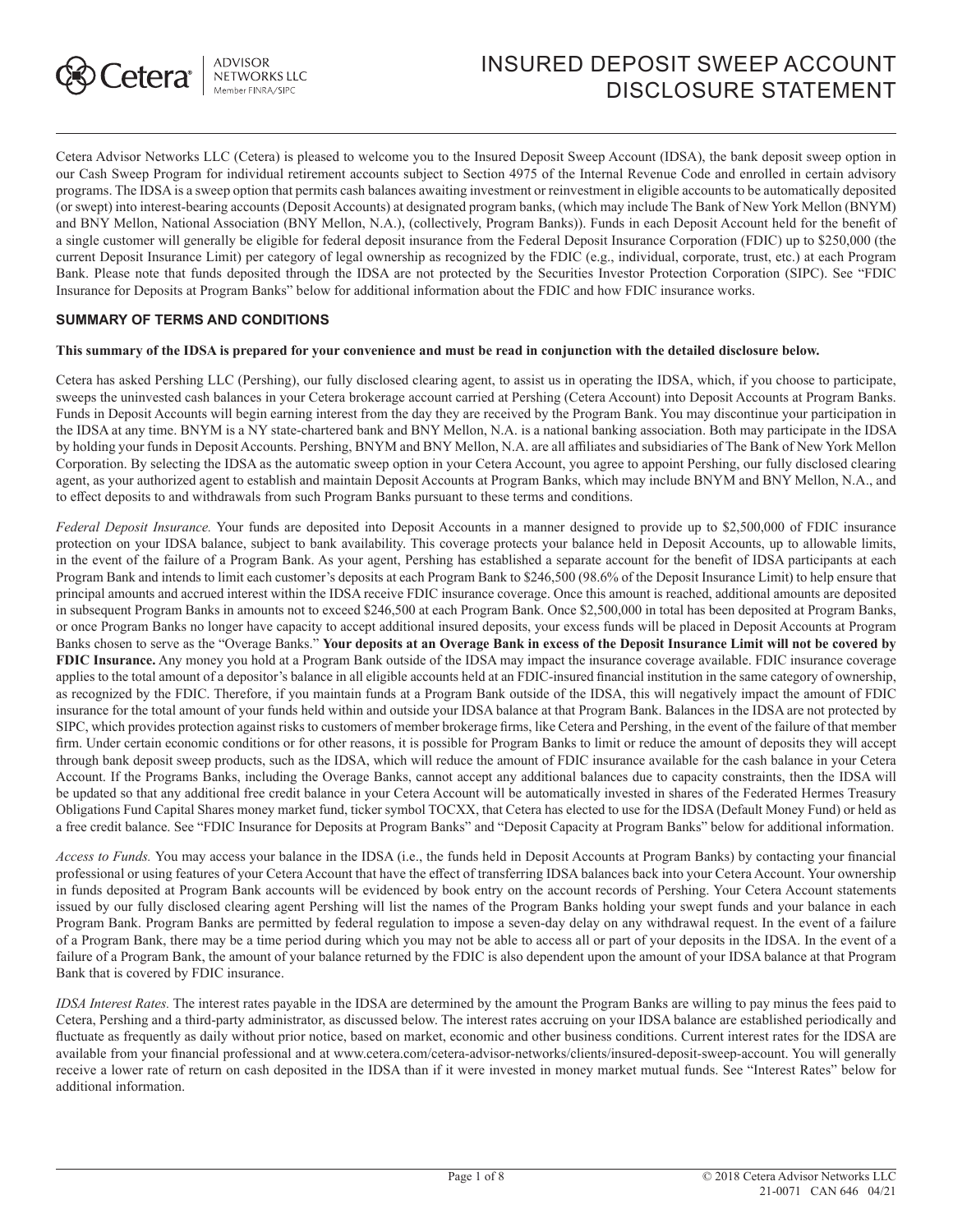# INSURED DEPOSIT SWEEP ACCOUNT DISCLOSURE STATEMENT

Cetera Advisor Networks LLC (Cetera) is pleased to welcome you to the Insured Deposit Sweep Account (IDSA), the bank deposit sweep option in our Cash Sweep Program for individual retirement accounts subject to Section 4975 of the Internal Revenue Code and enrolled in certain advisory programs. The IDSA is a sweep option that permits cash balances awaiting investment or reinvestment in eligible accounts to be automatically deposited (or swept) into interest-bearing accounts (Deposit Accounts) at designated program banks, (which may include The Bank of New York Mellon (BNYM) and BNY Mellon, National Association (BNY Mellon, N.A.), (collectively, Program Banks)). Funds in each Deposit Account held for the benefit of a single customer will generally be eligible for federal deposit insurance from the Federal Deposit Insurance Corporation (FDIC) up to $250,000 (the current Deposit Insurance Limit) per category of legal ownership as recognized by the FDIC (e.g., individual, corporate, trust, etc.) at each Program Bank. Please note that funds deposited through the IDSA are not protected by the Securities Investor Protection Corporation (SIPC). See "FDIC Insurance for Deposits at Program Banks" below for additional information about the FDIC and how FDIC insurance works.

## SUMMARY OF TERMS AND CONDITIONS

**This summary of the IDSA is prepared for your convenience and must be read in conjunction with the detailed disclosure below.**

Cetera has asked Pershing LLC (Pershing), our fully disclosed clearing agent, to assist us in operating the IDSA, which, if you choose to participate, sweeps the uninvested cash balances in your Cetera brokerage account carried at Pershing (Cetera Account) into Deposit Accounts at Program Banks. Funds in Deposit Accounts will begin earning interest from the day they are received by the Program Bank. You may discontinue your participation in the IDSA at any time. BNYM is a NY state-chartered bank and BNY Mellon, N.A. is a national banking association. Both may participate in the IDSA by holding your funds in Deposit Accounts. Pershing, BNYM and BNY Mellon, N.A. are all affiliates and subsidiaries of The Bank of New York Mellon Corporation. By selecting the IDSA as the automatic sweep option in your Cetera Account, you agree to appoint Pershing, our fully disclosed clearing agent, as your authorized agent to establish and maintain Deposit Accounts at Program Banks, which may include BNYM and BNY Mellon, N.A., and to effect deposits to and withdrawals from such Program Banks pursuant to these terms and conditions.

*Federal Deposit Insurance.* Your funds are deposited into Deposit Accounts in a manner designed to provide up to $2,500,000 of FDIC insurance protection on your IDSA balance, subject to bank availability. This coverage protects your balance held in Deposit Accounts, up to allowable limits, in the event of the failure of a Program Bank. As your agent, Pershing has established a separate account for the benefit of IDSA participants at each Program Bank and intends to limit each customer's deposits at each Program Bank to $246,500 (98.6% of the Deposit Insurance Limit) to help ensure that principal amounts and accrued interest within the IDSA receive FDIC insurance coverage. Once this amount is reached, additional amounts are deposited in subsequent Program Banks in amounts not to exceed $246,500 at each Program Bank. Once $2,500,000 in total has been deposited at Program Banks, or once Program Banks no longer have capacity to accept additional insured deposits, your excess funds will be placed in Deposit Accounts at Program Banks chosen to serve as the "Overage Banks." **Your deposits at an Overage Bank in excess of the Deposit Insurance Limit will not be covered by FDIC Insurance.** Any money you hold at a Program Bank outside of the IDSA may impact the insurance coverage available. FDIC insurance coverage applies to the total amount of a depositor's balance in all eligible accounts held at an FDIC-insured financial institution in the same category of ownership, as recognized by the FDIC. Therefore, if you maintain funds at a Program Bank outside of the IDSA, this will negatively impact the amount of FDIC insurance for the total amount of your funds held within and outside your IDSA balance at that Program Bank. Balances in the IDSA are not protected by SIPC, which provides protection against risks to customers of member brokerage firms, like Cetera and Pershing, in the event of the failure of that member firm. Under certain economic conditions or for other reasons, it is possible for Program Banks to limit or reduce the amount of deposits they will accept through bank deposit sweep products, such as the IDSA, which will reduce the amount of FDIC insurance available for the cash balance in your Cetera Account. If the Programs Banks, including the Overage Banks, cannot accept any additional balances due to capacity constraints, then the IDSA will be updated so that any additional free credit balance in your Cetera Account will be automatically invested in shares of the Federated Hermes Treasury Obligations Fund Capital Shares money market fund, ticker symbol TOCXX, that Cetera has elected to use for the IDSA (Default Money Fund) or held as a free credit balance. See "FDIC Insurance for Deposits at Program Banks" and "Deposit Capacity at Program Banks" below for additional information.

*Access to Funds.* You may access your balance in the IDSA (i.e., the funds held in Deposit Accounts at Program Banks) by contacting your financial professional or using features of your Cetera Account that have the effect of transferring IDSA balances back into your Cetera Account. Your ownership in funds deposited at Program Bank accounts will be evidenced by book entry on the account records of Pershing. Your Cetera Account statements issued by our fully disclosed clearing agent Pershing will list the names of the Program Banks holding your swept funds and your balance in each Program Bank. Program Banks are permitted by federal regulation to impose a seven-day delay on any withdrawal request. In the event of a failure of a Program Bank, there may be a time period during which you may not be able to access all or part of your deposits in the IDSA. In the event of a failure of a Program Bank, the amount of your balance returned by the FDIC is also dependent upon the amount of your IDSA balance at that Program Bank that is covered by FDIC insurance.

*IDSA Interest Rates.* The interest rates payable in the IDSA are determined by the amount the Program Banks are willing to pay minus the fees paid to Cetera, Pershing and a third-party administrator, as discussed below. The interest rates accruing on your IDSA balance are established periodically and fluctuate as frequently as daily without prior notice, based on market, economic and other business conditions. Current interest rates for the IDSA are available from your financial professional and at www.cetera.com/cetera-advisor-networks/clients/insured-deposit-sweep-account. You will generally receive a lower rate of return on cash deposited in the IDSA than if it were invested in money market mutual funds. See "Interest Rates" below for additional information.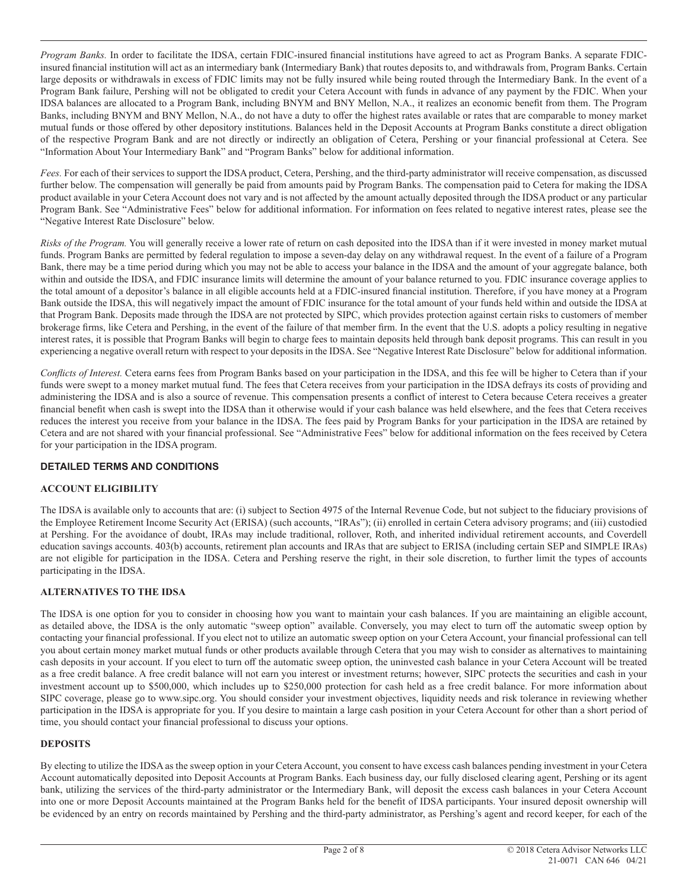*Program Banks.* In order to facilitate the IDSA, certain FDIC-insured financial institutions have agreed to act as Program Banks. A separate FDIC-insured financial institution will act as an intermediary bank (Intermediary Bank) that routes deposits to, and withdrawals from, Program Banks. Certain large deposits or withdrawals in excess of FDIC limits may not be fully insured while being routed through the Intermediary Bank. In the event of a Program Bank failure, Pershing will not be obligated to credit your Cetera Account with funds in advance of any payment by the FDIC. When your IDSA balances are allocated to a Program Bank, including BNYM and BNY Mellon, N.A., it realizes an economic benefit from them. The Program Banks, including BNYM and BNY Mellon, N.A., do not have a duty to offer the highest rates available or rates that are comparable to money market mutual funds or those offered by other depository institutions. Balances held in the Deposit Accounts at Program Banks constitute a direct obligation of the respective Program Bank and are not directly or indirectly an obligation of Cetera, Pershing or your financial professional at Cetera. See "Information About Your Intermediary Bank" and "Program Banks" below for additional information.

*Fees.* For each of their services to support the IDSA product, Cetera, Pershing, and the third-party administrator will receive compensation, as discussed further below. The compensation will generally be paid from amounts paid by Program Banks. The compensation paid to Cetera for making the IDSA product available in your Cetera Account does not vary and is not affected by the amount actually deposited through the IDSA product or any particular Program Bank. See "Administrative Fees" below for additional information. For information on fees related to negative interest rates, please see the "Negative Interest Rate Disclosure" below.

*Risks of the Program.* You will generally receive a lower rate of return on cash deposited into the IDSA than if it were invested in money market mutual funds. Program Banks are permitted by federal regulation to impose a seven-day delay on any withdrawal request. In the event of a failure of a Program Bank, there may be a time period during which you may not be able to access your balance in the IDSA and the amount of your aggregate balance, both within and outside the IDSA, and FDIC insurance limits will determine the amount of your balance returned to you. FDIC insurance coverage applies to the total amount of a depositor's balance in all eligible accounts held at a FDIC-insured financial institution. Therefore, if you have money at a Program Bank outside the IDSA, this will negatively impact the amount of FDIC insurance for the total amount of your funds held within and outside the IDSA at that Program Bank. Deposits made through the IDSA are not protected by SIPC, which provides protection against certain risks to customers of member brokerage firms, like Cetera and Pershing, in the event of the failure of that member firm. In the event that the U.S. adopts a policy resulting in negative interest rates, it is possible that Program Banks will begin to charge fees to maintain deposits held through bank deposit programs. This can result in you experiencing a negative overall return with respect to your deposits in the IDSA. See "Negative Interest Rate Disclosure" below for additional information.

*Conflicts of Interest.* Cetera earns fees from Program Banks based on your participation in the IDSA, and this fee will be higher to Cetera than if your funds were swept to a money market mutual fund. The fees that Cetera receives from your participation in the IDSA defrays its costs of providing and administering the IDSA and is also a source of revenue. This compensation presents a conflict of interest to Cetera because Cetera receives a greater financial benefit when cash is swept into the IDSA than it otherwise would if your cash balance was held elsewhere, and the fees that Cetera receives reduces the interest you receive from your balance in the IDSA. The fees paid by Program Banks for your participation in the IDSA are retained by Cetera and are not shared with your financial professional. See "Administrative Fees" below for additional information on the fees received by Cetera for your participation in the IDSA program.

## DETAILED TERMS AND CONDITIONS

### ACCOUNT ELIGIBILITY

The IDSA is available only to accounts that are: (i) subject to Section 4975 of the Internal Revenue Code, but not subject to the fiduciary provisions of the Employee Retirement Income Security Act (ERISA) (such accounts, "IRAs"); (ii) enrolled in certain Cetera advisory programs; and (iii) custodied at Pershing. For the avoidance of doubt, IRAs may include traditional, rollover, Roth, and inherited individual retirement accounts, and Coverdell education savings accounts. 403(b) accounts, retirement plan accounts and IRAs that are subject to ERISA (including certain SEP and SIMPLE IRAs) are not eligible for participation in the IDSA. Cetera and Pershing reserve the right, in their sole discretion, to further limit the types of accounts participating in the IDSA.

### ALTERNATIVES TO THE IDSA

The IDSA is one option for you to consider in choosing how you want to maintain your cash balances. If you are maintaining an eligible account, as detailed above, the IDSA is the only automatic "sweep option" available. Conversely, you may elect to turn off the automatic sweep option by contacting your financial professional. If you elect not to utilize an automatic sweep option on your Cetera Account, your financial professional can tell you about certain money market mutual funds or other products available through Cetera that you may wish to consider as alternatives to maintaining cash deposits in your account. If you elect to turn off the automatic sweep option, the uninvested cash balance in your Cetera Account will be treated as a free credit balance. A free credit balance will not earn you interest or investment returns; however, SIPC protects the securities and cash in your investment account up to $500,000, which includes up to $250,000 protection for cash held as a free credit balance. For more information about SIPC coverage, please go to www.sipc.org. You should consider your investment objectives, liquidity needs and risk tolerance in reviewing whether participation in the IDSA is appropriate for you. If you desire to maintain a large cash position in your Cetera Account for other than a short period of time, you should contact your financial professional to discuss your options.

### DEPOSITS

By electing to utilize the IDSA as the sweep option in your Cetera Account, you consent to have excess cash balances pending investment in your Cetera Account automatically deposited into Deposit Accounts at Program Banks. Each business day, our fully disclosed clearing agent, Pershing or its agent bank, utilizing the services of the third-party administrator or the Intermediary Bank, will deposit the excess cash balances in your Cetera Account into one or more Deposit Accounts maintained at the Program Banks held for the benefit of IDSA participants. Your insured deposit ownership will be evidenced by an entry on records maintained by Pershing and the third-party administrator, as Pershing's agent and record keeper, for each of the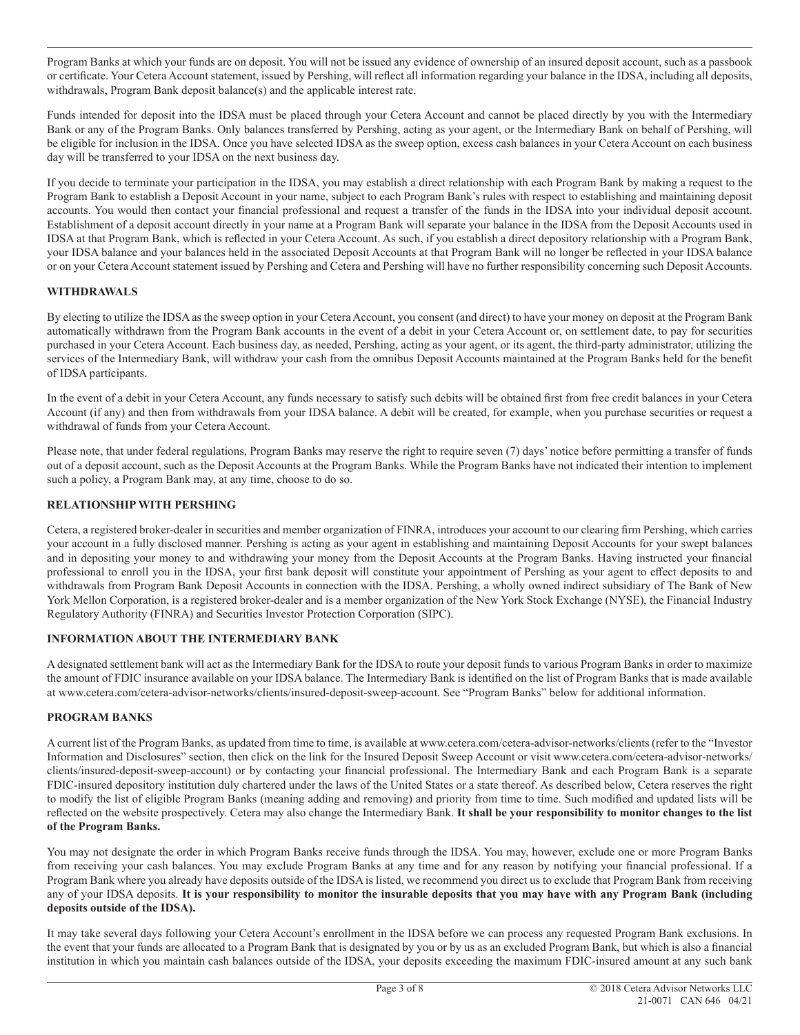Program Banks at which your funds are on deposit. You will not be issued any evidence of ownership of an insured deposit account, such as a passbook or certificate. Your Cetera Account statement, issued by Pershing, will reflect all information regarding your balance in the IDSA, including all deposits, withdrawals, Program Bank deposit balance(s) and the applicable interest rate.

Funds intended for deposit into the IDSA must be placed through your Cetera Account and cannot be placed directly by you with the Intermediary Bank or any of the Program Banks. Only balances transferred by Pershing, acting as your agent, or the Intermediary Bank on behalf of Pershing, will be eligible for inclusion in the IDSA. Once you have selected IDSA as the sweep option, excess cash balances in your Cetera Account on each business day will be transferred to your IDSA on the next business day.

If you decide to terminate your participation in the IDSA, you may establish a direct relationship with each Program Bank by making a request to the Program Bank to establish a Deposit Account in your name, subject to each Program Bank's rules with respect to establishing and maintaining deposit accounts. You would then contact your financial professional and request a transfer of the funds in the IDSA into your individual deposit account. Establishment of a deposit account directly in your name at a Program Bank will separate your balance in the IDSA from the Deposit Accounts used in IDSA at that Program Bank, which is reflected in your Cetera Account. As such, if you establish a direct depository relationship with a Program Bank, your IDSA balance and your balances held in the associated Deposit Accounts at that Program Bank will no longer be reflected in your IDSA balance or on your Cetera Account statement issued by Pershing and Cetera and Pershing will have no further responsibility concerning such Deposit Accounts.

## WITHDRAWALS

By electing to utilize the IDSA as the sweep option in your Cetera Account, you consent (and direct) to have your money on deposit at the Program Bank automatically withdrawn from the Program Bank accounts in the event of a debit in your Cetera Account or, on settlement date, to pay for securities purchased in your Cetera Account. Each business day, as needed, Pershing, acting as your agent, or its agent, the third-party administrator, utilizing the services of the Intermediary Bank, will withdraw your cash from the omnibus Deposit Accounts maintained at the Program Banks held for the benefit of IDSA participants.

In the event of a debit in your Cetera Account, any funds necessary to satisfy such debits will be obtained first from free credit balances in your Cetera Account (if any) and then from withdrawals from your IDSA balance. A debit will be created, for example, when you purchase securities or request a withdrawal of funds from your Cetera Account.

Please note, that under federal regulations, Program Banks may reserve the right to require seven (7) days' notice before permitting a transfer of funds out of a deposit account, such as the Deposit Accounts at the Program Banks. While the Program Banks have not indicated their intention to implement such a policy, a Program Bank may, at any time, choose to do so.

## RELATIONSHIP WITH PERSHING

Cetera, a registered broker-dealer in securities and member organization of FINRA, introduces your account to our clearing firm Pershing, which carries your account in a fully disclosed manner. Pershing is acting as your agent in establishing and maintaining Deposit Accounts for your swept balances and in depositing your money to and withdrawing your money from the Deposit Accounts at the Program Banks. Having instructed your financial professional to enroll you in the IDSA, your first bank deposit will constitute your appointment of Pershing as your agent to effect deposits to and withdrawals from Program Bank Deposit Accounts in connection with the IDSA. Pershing, a wholly owned indirect subsidiary of The Bank of New York Mellon Corporation, is a registered broker-dealer and is a member organization of the New York Stock Exchange (NYSE), the Financial Industry Regulatory Authority (FINRA) and Securities Investor Protection Corporation (SIPC).

## INFORMATION ABOUT THE INTERMEDIARY BANK

A designated settlement bank will act as the Intermediary Bank for the IDSA to route your deposit funds to various Program Banks in order to maximize the amount of FDIC insurance available on your IDSA balance. The Intermediary Bank is identified on the list of Program Banks that is made available at www.cetera.com/cetera-advisor-networks/clients/insured-deposit-sweep-account. See "Program Banks" below for additional information.

## PROGRAM BANKS

A current list of the Program Banks, as updated from time to time, is available at www.cetera.com/cetera-advisor-networks/clients (refer to the "Investor Information and Disclosures" section, then click on the link for the Insured Deposit Sweep Account or visit www.cetera.com/cetera-advisor-networks/clients/insured-deposit-sweep-account) or by contacting your financial professional. The Intermediary Bank and each Program Bank is a separate FDIC-insured depository institution duly chartered under the laws of the United States or a state thereof. As described below, Cetera reserves the right to modify the list of eligible Program Banks (meaning adding and removing) and priority from time to time. Such modified and updated lists will be reflected on the website prospectively. Cetera may also change the Intermediary Bank. **It shall be your responsibility to monitor changes to the list of the Program Banks.**

You may not designate the order in which Program Banks receive funds through the IDSA. You may, however, exclude one or more Program Banks from receiving your cash balances. You may exclude Program Banks at any time and for any reason by notifying your financial professional. If a Program Bank where you already have deposits outside of the IDSA is listed, we recommend you direct us to exclude that Program Bank from receiving any of your IDSA deposits. **It is your responsibility to monitor the insurable deposits that you may have with any Program Bank (including deposits outside of the IDSA).**

It may take several days following your Cetera Account's enrollment in the IDSA before we can process any requested Program Bank exclusions. In the event that your funds are allocated to a Program Bank that is designated by you or by us as an excluded Program Bank, but which is also a financial institution in which you maintain cash balances outside of the IDSA, your deposits exceeding the maximum FDIC-insured amount at any such bank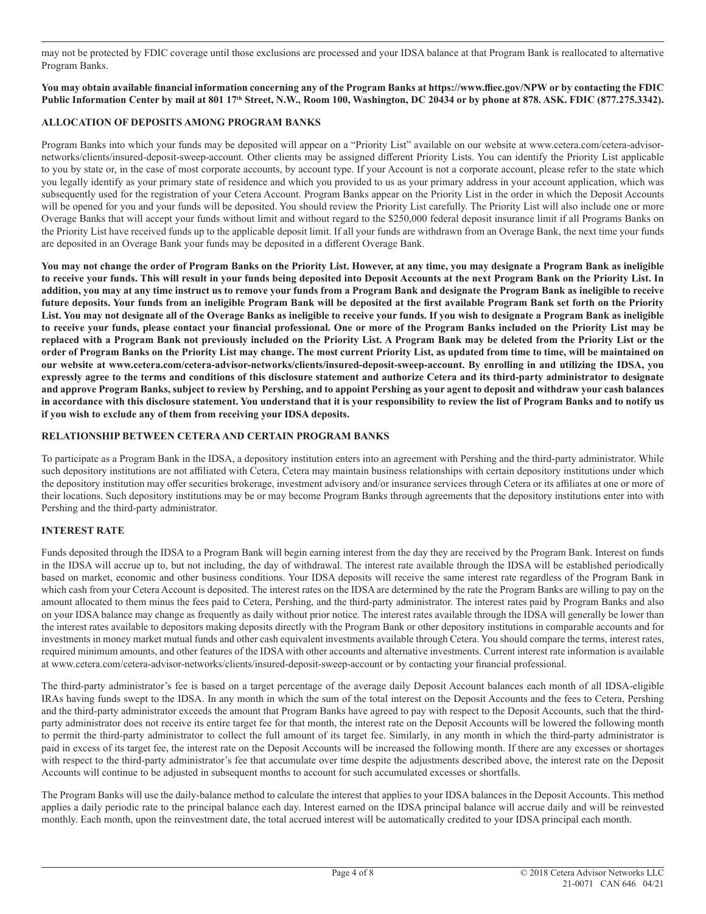may not be protected by FDIC coverage until those exclusions are processed and your IDSA balance at that Program Bank is reallocated to alternative Program Banks.

**You may obtain available financial information concerning any of the Program Banks at https://www.ffiec.gov/NPW or by contacting the FDIC Public Information Center by mail at 801 17th Street, N.W., Room 100, Washington, DC 20434 or by phone at 878. ASK. FDIC (877.275.3342).**

## ALLOCATION OF DEPOSITS AMONG PROGRAM BANKS

Program Banks into which your funds may be deposited will appear on a "Priority List" available on our website at www.cetera.com/cetera-advisor-networks/clients/insured-deposit-sweep-account. Other clients may be assigned different Priority Lists. You can identify the Priority List applicable to you by state or, in the case of most corporate accounts, by account type. If your Account is not a corporate account, please refer to the state which you legally identify as your primary state of residence and which you provided to us as your primary address in your account application, which was subsequently used for the registration of your Cetera Account. Program Banks appear on the Priority List in the order in which the Deposit Accounts will be opened for you and your funds will be deposited. You should review the Priority List carefully. The Priority List will also include one or more Overage Banks that will accept your funds without limit and without regard to the $250,000 federal deposit insurance limit if all Programs Banks on the Priority List have received funds up to the applicable deposit limit. If all your funds are withdrawn from an Overage Bank, the next time your funds are deposited in an Overage Bank your funds may be deposited in a different Overage Bank.

**You may not change the order of Program Banks on the Priority List. However, at any time, you may designate a Program Bank as ineligible to receive your funds. This will result in your funds being deposited into Deposit Accounts at the next Program Bank on the Priority List. In addition, you may at any time instruct us to remove your funds from a Program Bank and designate the Program Bank as ineligible to receive future deposits. Your funds from an ineligible Program Bank will be deposited at the first available Program Bank set forth on the Priority List. You may not designate all of the Overage Banks as ineligible to receive your funds. If you wish to designate a Program Bank as ineligible to receive your funds, please contact your financial professional. One or more of the Program Banks included on the Priority List may be replaced with a Program Bank not previously included on the Priority List. A Program Bank may be deleted from the Priority List or the order of Program Banks on the Priority List may change. The most current Priority List, as updated from time to time, will be maintained on our website at www.cetera.com/cetera-advisor-networks/clients/insured-deposit-sweep-account. By enrolling in and utilizing the IDSA, you expressly agree to the terms and conditions of this disclosure statement and authorize Cetera and its third-party administrator to designate and approve Program Banks, subject to review by Pershing, and to appoint Pershing as your agent to deposit and withdraw your cash balances in accordance with this disclosure statement. You understand that it is your responsibility to review the list of Program Banks and to notify us if you wish to exclude any of them from receiving your IDSA deposits.**

## RELATIONSHIP BETWEEN CETERA AND CERTAIN PROGRAM BANKS

To participate as a Program Bank in the IDSA, a depository institution enters into an agreement with Pershing and the third-party administrator. While such depository institutions are not affiliated with Cetera, Cetera may maintain business relationships with certain depository institutions under which the depository institution may offer securities brokerage, investment advisory and/or insurance services through Cetera or its affiliates at one or more of their locations. Such depository institutions may be or may become Program Banks through agreements that the depository institutions enter into with Pershing and the third-party administrator.

## INTEREST RATE

Funds deposited through the IDSA to a Program Bank will begin earning interest from the day they are received by the Program Bank. Interest on funds in the IDSA will accrue up to, but not including, the day of withdrawal. The interest rate available through the IDSA will be established periodically based on market, economic and other business conditions. Your IDSA deposits will receive the same interest rate regardless of the Program Bank in which cash from your Cetera Account is deposited. The interest rates on the IDSA are determined by the rate the Program Banks are willing to pay on the amount allocated to them minus the fees paid to Cetera, Pershing, and the third-party administrator. The interest rates paid by Program Banks and also on your IDSA balance may change as frequently as daily without prior notice. The interest rates available through the IDSA will generally be lower than the interest rates available to depositors making deposits directly with the Program Bank or other depository institutions in comparable accounts and for investments in money market mutual funds and other cash equivalent investments available through Cetera. You should compare the terms, interest rates, required minimum amounts, and other features of the IDSA with other accounts and alternative investments. Current interest rate information is available at www.cetera.com/cetera-advisor-networks/clients/insured-deposit-sweep-account or by contacting your financial professional.

The third-party administrator's fee is based on a target percentage of the average daily Deposit Account balances each month of all IDSA-eligible IRAs having funds swept to the IDSA. In any month in which the sum of the total interest on the Deposit Accounts and the fees to Cetera, Pershing and the third-party administrator exceeds the amount that Program Banks have agreed to pay with respect to the Deposit Accounts, such that the third-party administrator does not receive its entire target fee for that month, the interest rate on the Deposit Accounts will be lowered the following month to permit the third-party administrator to collect the full amount of its target fee. Similarly, in any month in which the third-party administrator is paid in excess of its target fee, the interest rate on the Deposit Accounts will be increased the following month. If there are any excesses or shortages with respect to the third-party administrator's fee that accumulate over time despite the adjustments described above, the interest rate on the Deposit Accounts will continue to be adjusted in subsequent months to account for such accumulated excesses or shortfalls.

The Program Banks will use the daily-balance method to calculate the interest that applies to your IDSA balances in the Deposit Accounts. This method applies a daily periodic rate to the principal balance each day. Interest earned on the IDSA principal balance will accrue daily and will be reinvested monthly. Each month, upon the reinvestment date, the total accrued interest will be automatically credited to your IDSA principal each month.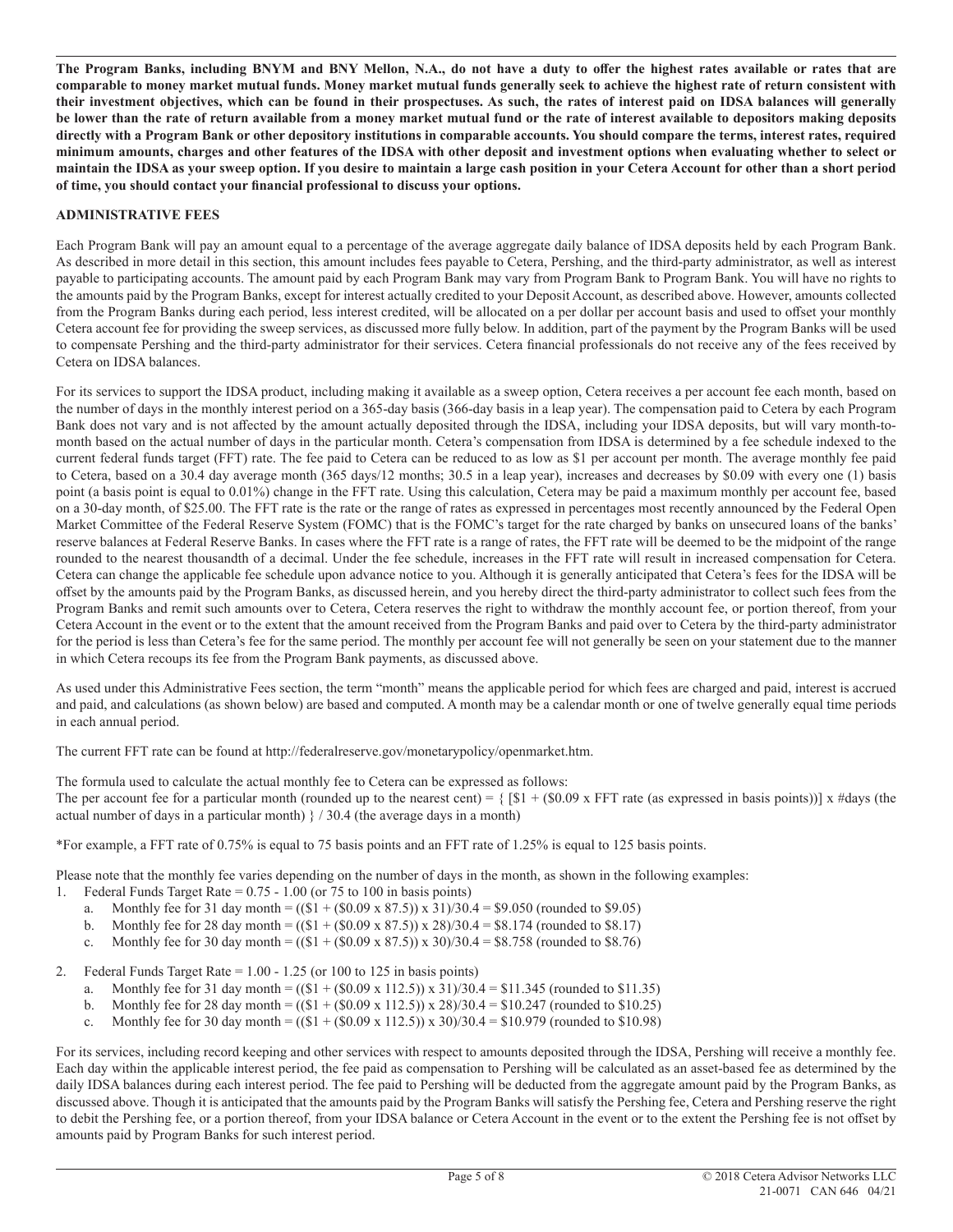**The Program Banks, including BNYM and BNY Mellon, N.A., do not have a duty to offer the highest rates available or rates that are comparable to money market mutual funds. Money market mutual funds generally seek to achieve the highest rate of return consistent with their investment objectives, which can be found in their prospectuses. As such, the rates of interest paid on IDSA balances will generally be lower than the rate of return available from a money market mutual fund or the rate of interest available to depositors making deposits directly with a Program Bank or other depository institutions in comparable accounts. You should compare the terms, interest rates, required minimum amounts, charges and other features of the IDSA with other deposit and investment options when evaluating whether to select or maintain the IDSA as your sweep option. If you desire to maintain a large cash position in your Cetera Account for other than a short period of time, you should contact your financial professional to discuss your options.**

## ADMINISTRATIVE FEES

Each Program Bank will pay an amount equal to a percentage of the average aggregate daily balance of IDSA deposits held by each Program Bank. As described in more detail in this section, this amount includes fees payable to Cetera, Pershing, and the third-party administrator, as well as interest payable to participating accounts. The amount paid by each Program Bank may vary from Program Bank to Program Bank. You will have no rights to the amounts paid by the Program Banks, except for interest actually credited to your Deposit Account, as described above. However, amounts collected from the Program Banks during each period, less interest credited, will be allocated on a per dollar per account basis and used to offset your monthly Cetera account fee for providing the sweep services, as discussed more fully below. In addition, part of the payment by the Program Banks will be used to compensate Pershing and the third-party administrator for their services. Cetera financial professionals do not receive any of the fees received by Cetera on IDSA balances.

For its services to support the IDSA product, including making it available as a sweep option, Cetera receives a per account fee each month, based on the number of days in the monthly interest period on a 365-day basis (366-day basis in a leap year). The compensation paid to Cetera by each Program Bank does not vary and is not affected by the amount actually deposited through the IDSA, including your IDSA deposits, but will vary month-to-month based on the actual number of days in the particular month. Cetera's compensation from IDSA is determined by a fee schedule indexed to the current federal funds target (FFT) rate. The fee paid to Cetera can be reduced to as low as $1 per account per month. The average monthly fee paid to Cetera, based on a 30.4 day average month (365 days/12 months; 30.5 in a leap year), increases and decreases by $0.09 with every one (1) basis point (a basis point is equal to 0.01%) change in the FFT rate. Using this calculation, Cetera may be paid a maximum monthly per account fee, based on a 30-day month, of $25.00. The FFT rate is the rate or the range of rates as expressed in percentages most recently announced by the Federal Open Market Committee of the Federal Reserve System (FOMC) that is the FOMC's target for the rate charged by banks on unsecured loans of the banks' reserve balances at Federal Reserve Banks. In cases where the FFT rate is a range of rates, the FFT rate will be deemed to be the midpoint of the range rounded to the nearest thousandth of a decimal. Under the fee schedule, increases in the FFT rate will result in increased compensation for Cetera. Cetera can change the applicable fee schedule upon advance notice to you. Although it is generally anticipated that Cetera's fees for the IDSA will be offset by the amounts paid by the Program Banks, as discussed herein, and you hereby direct the third-party administrator to collect such fees from the Program Banks and remit such amounts over to Cetera, Cetera reserves the right to withdraw the monthly account fee, or portion thereof, from your Cetera Account in the event or to the extent that the amount received from the Program Banks and paid over to Cetera by the third-party administrator for the period is less than Cetera's fee for the same period. The monthly per account fee will not generally be seen on your statement due to the manner in which Cetera recoups its fee from the Program Bank payments, as discussed above.

As used under this Administrative Fees section, the term "month" means the applicable period for which fees are charged and paid, interest is accrued and paid, and calculations (as shown below) are based and computed. A month may be a calendar month or one of twelve generally equal time periods in each annual period.

The current FFT rate can be found at http://federalreserve.gov/monetarypolicy/openmarket.htm.

The formula used to calculate the actual monthly fee to Cetera can be expressed as follows:
The per account fee for a particular month (rounded up to the nearest cent) = { [$1 + ($0.09 x FFT rate (as expressed in basis points))] x #days (the actual number of days in a particular month) } / 30.4 (the average days in a month)

*For example, a FFT rate of 0.75% is equal to 75 basis points and an FFT rate of 1.25% is equal to 125 basis points.

Please note that the monthly fee varies depending on the number of days in the month, as shown in the following examples:

1. Federal Funds Target Rate = 0.75 - 1.00 (or 75 to 100 in basis points)
   a. Monthly fee for 31 day month = (($1 + ($0.09 x 87.5)) x 31)/30.4 = $9.050 (rounded to $9.05)
   b. Monthly fee for 28 day month = (($1 + ($0.09 x 87.5)) x 28)/30.4 = $8.174 (rounded to $8.17)
   c. Monthly fee for 30 day month = (($1 + ($0.09 x 87.5)) x 30)/30.4 = $8.758 (rounded to $8.76)
2. Federal Funds Target Rate = 1.00 - 1.25 (or 100 to 125 in basis points)
   a. Monthly fee for 31 day month = (($1 + ($0.09 x 112.5)) x 31)/30.4 = $11.345 (rounded to $11.35)
   b. Monthly fee for 28 day month = (($1 + ($0.09 x 112.5)) x 28)/30.4 = $10.247 (rounded to $10.25)
   c. Monthly fee for 30 day month = (($1 + ($0.09 x 112.5)) x 30)/30.4 = $10.979 (rounded to $10.98)

For its services, including record keeping and other services with respect to amounts deposited through the IDSA, Pershing will receive a monthly fee. Each day within the applicable interest period, the fee paid as compensation to Pershing will be calculated as an asset-based fee as determined by the daily IDSA balances during each interest period. The fee paid to Pershing will be deducted from the aggregate amount paid by the Program Banks, as discussed above. Though it is anticipated that the amounts paid by the Program Banks will satisfy the Pershing fee, Cetera and Pershing reserve the right to debit the Pershing fee, or a portion thereof, from your IDSA balance or Cetera Account in the event or to the extent the Pershing fee is not offset by amounts paid by Program Banks for such interest period.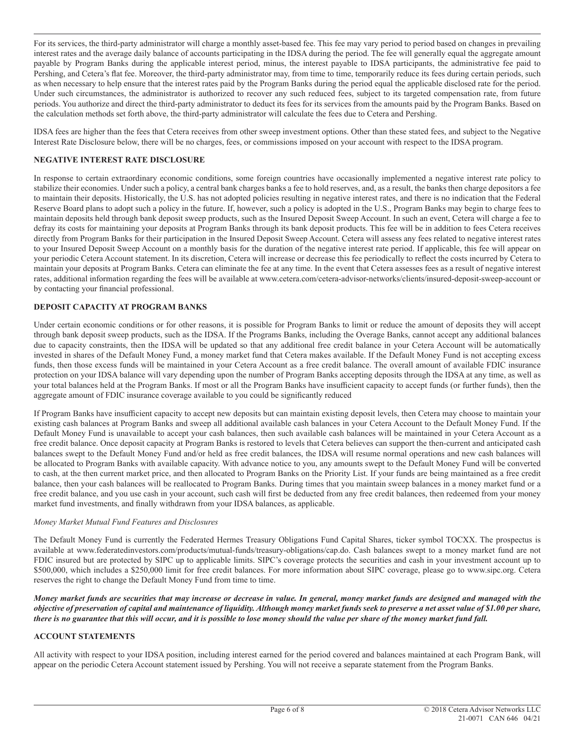For its services, the third-party administrator will charge a monthly asset-based fee. This fee may vary period to period based on changes in prevailing interest rates and the average daily balance of accounts participating in the IDSA during the period. The fee will generally equal the aggregate amount payable by Program Banks during the applicable interest period, minus, the interest payable to IDSA participants, the administrative fee paid to Pershing, and Cetera's flat fee. Moreover, the third-party administrator may, from time to time, temporarily reduce its fees during certain periods, such as when necessary to help ensure that the interest rates paid by the Program Banks during the period equal the applicable disclosed rate for the period. Under such circumstances, the administrator is authorized to recover any such reduced fees, subject to its targeted compensation rate, from future periods. You authorize and direct the third-party administrator to deduct its fees for its services from the amounts paid by the Program Banks. Based on the calculation methods set forth above, the third-party administrator will calculate the fees due to Cetera and Pershing.

IDSA fees are higher than the fees that Cetera receives from other sweep investment options. Other than these stated fees, and subject to the Negative Interest Rate Disclosure below, there will be no charges, fees, or commissions imposed on your account with respect to the IDSA program.

**NEGATIVE INTEREST RATE DISCLOSURE**

In response to certain extraordinary economic conditions, some foreign countries have occasionally implemented a negative interest rate policy to stabilize their economies. Under such a policy, a central bank charges banks a fee to hold reserves, and, as a result, the banks then charge depositors a fee to maintain their deposits. Historically, the U.S. has not adopted policies resulting in negative interest rates, and there is no indication that the Federal Reserve Board plans to adopt such a policy in the future. If, however, such a policy is adopted in the U.S., Program Banks may begin to charge fees to maintain deposits held through bank deposit sweep products, such as the Insured Deposit Sweep Account. In such an event, Cetera will charge a fee to defray its costs for maintaining your deposits at Program Banks through its bank deposit products. This fee will be in addition to fees Cetera receives directly from Program Banks for their participation in the Insured Deposit Sweep Account. Cetera will assess any fees related to negative interest rates to your Insured Deposit Sweep Account on a monthly basis for the duration of the negative interest rate period. If applicable, this fee will appear on your periodic Cetera Account statement. In its discretion, Cetera will increase or decrease this fee periodically to reflect the costs incurred by Cetera to maintain your deposits at Program Banks. Cetera can eliminate the fee at any time. In the event that Cetera assesses fees as a result of negative interest rates, additional information regarding the fees will be available at www.cetera.com/cetera-advisor-networks/clients/insured-deposit-sweep-account or by contacting your financial professional.

**DEPOSIT CAPACITY AT PROGRAM BANKS**

Under certain economic conditions or for other reasons, it is possible for Program Banks to limit or reduce the amount of deposits they will accept through bank deposit sweep products, such as the IDSA. If the Programs Banks, including the Overage Banks, cannot accept any additional balances due to capacity constraints, then the IDSA will be updated so that any additional free credit balance in your Cetera Account will be automatically invested in shares of the Default Money Fund, a money market fund that Cetera makes available. If the Default Money Fund is not accepting excess funds, then those excess funds will be maintained in your Cetera Account as a free credit balance. The overall amount of available FDIC insurance protection on your IDSA balance will vary depending upon the number of Program Banks accepting deposits through the IDSA at any time, as well as your total balances held at the Program Banks. If most or all the Program Banks have insufficient capacity to accept funds (or further funds), then the aggregate amount of FDIC insurance coverage available to you could be significantly reduced

If Program Banks have insufficient capacity to accept new deposits but can maintain existing deposit levels, then Cetera may choose to maintain your existing cash balances at Program Banks and sweep all additional available cash balances in your Cetera Account to the Default Money Fund. If the Default Money Fund is unavailable to accept your cash balances, then such available cash balances will be maintained in your Cetera Account as a free credit balance. Once deposit capacity at Program Banks is restored to levels that Cetera believes can support the then-current and anticipated cash balances swept to the Default Money Fund and/or held as free credit balances, the IDSA will resume normal operations and new cash balances will be allocated to Program Banks with available capacity. With advance notice to you, any amounts swept to the Default Money Fund will be converted to cash, at the then current market price, and then allocated to Program Banks on the Priority List. If your funds are being maintained as a free credit balance, then your cash balances will be reallocated to Program Banks. During times that you maintain sweep balances in a money market fund or a free credit balance, and you use cash in your account, such cash will first be deducted from any free credit balances, then redeemed from your money market fund investments, and finally withdrawn from your IDSA balances, as applicable.

*Money Market Mutual Fund Features and Disclosures*

The Default Money Fund is currently the Federated Hermes Treasury Obligations Fund Capital Shares, ticker symbol TOCXX. The prospectus is available at www.federatedinvestors.com/products/mutual-funds/treasury-obligations/cap.do. Cash balances swept to a money market fund are not FDIC insured but are protected by SIPC up to applicable limits. SIPC's coverage protects the securities and cash in your investment account up to $500,000, which includes a $250,000 limit for free credit balances. For more information about SIPC coverage, please go to www.sipc.org. Cetera reserves the right to change the Default Money Fund from time to time.

***Money market funds are securities that may increase or decrease in value. In general, money market funds are designed and managed with the objective of preservation of capital and maintenance of liquidity. Although money market funds seek to preserve a net asset value of $1.00 per share, there is no guarantee that this will occur, and it is possible to lose money should the value per share of the money market fund fall.***

**ACCOUNT STATEMENTS**

All activity with respect to your IDSA position, including interest earned for the period covered and balances maintained at each Program Bank, will appear on the periodic Cetera Account statement issued by Pershing. You will not receive a separate statement from the Program Banks.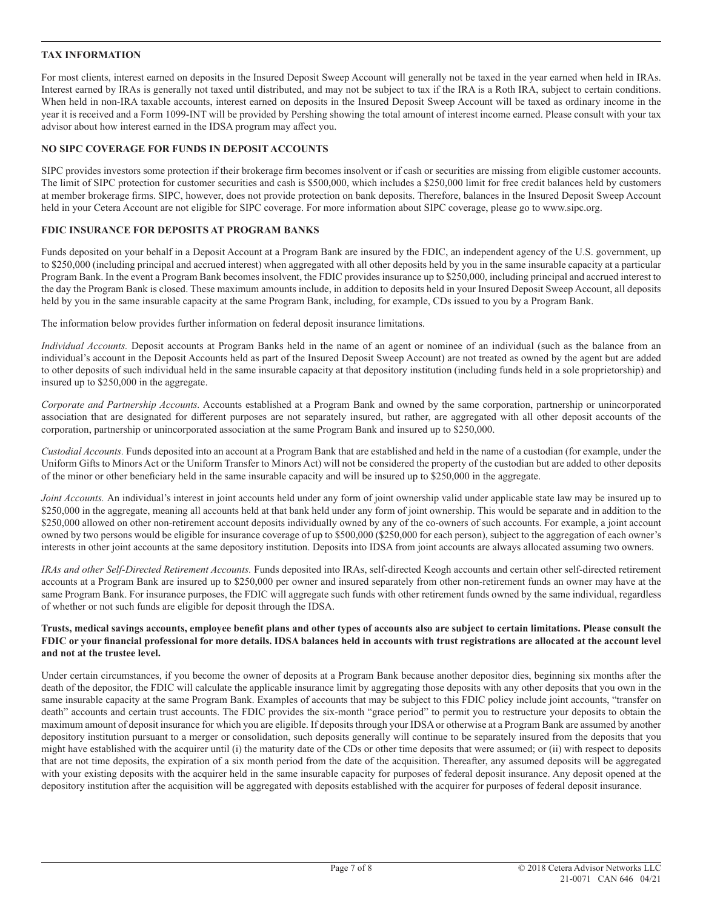## TAX INFORMATION

For most clients, interest earned on deposits in the Insured Deposit Sweep Account will generally not be taxed in the year earned when held in IRAs. Interest earned by IRAs is generally not taxed until distributed, and may not be subject to tax if the IRA is a Roth IRA, subject to certain conditions. When held in non-IRA taxable accounts, interest earned on deposits in the Insured Deposit Sweep Account will be taxed as ordinary income in the year it is received and a Form 1099-INT will be provided by Pershing showing the total amount of interest income earned. Please consult with your tax advisor about how interest earned in the IDSA program may affect you.

## NO SIPC COVERAGE FOR FUNDS IN DEPOSIT ACCOUNTS

SIPC provides investors some protection if their brokerage firm becomes insolvent or if cash or securities are missing from eligible customer accounts. The limit of SIPC protection for customer securities and cash is $500,000, which includes a $250,000 limit for free credit balances held by customers at member brokerage firms. SIPC, however, does not provide protection on bank deposits. Therefore, balances in the Insured Deposit Sweep Account held in your Cetera Account are not eligible for SIPC coverage. For more information about SIPC coverage, please go to www.sipc.org.

## FDIC INSURANCE FOR DEPOSITS AT PROGRAM BANKS

Funds deposited on your behalf in a Deposit Account at a Program Bank are insured by the FDIC, an independent agency of the U.S. government, up to $250,000 (including principal and accrued interest) when aggregated with all other deposits held by you in the same insurable capacity at a particular Program Bank. In the event a Program Bank becomes insolvent, the FDIC provides insurance up to $250,000, including principal and accrued interest to the day the Program Bank is closed. These maximum amounts include, in addition to deposits held in your Insured Deposit Sweep Account, all deposits held by you in the same insurable capacity at the same Program Bank, including, for example, CDs issued to you by a Program Bank.

The information below provides further information on federal deposit insurance limitations.

*Individual Accounts.* Deposit accounts at Program Banks held in the name of an agent or nominee of an individual (such as the balance from an individual's account in the Deposit Accounts held as part of the Insured Deposit Sweep Account) are not treated as owned by the agent but are added to other deposits of such individual held in the same insurable capacity at that depository institution (including funds held in a sole proprietorship) and insured up to $250,000 in the aggregate.

*Corporate and Partnership Accounts.* Accounts established at a Program Bank and owned by the same corporation, partnership or unincorporated association that are designated for different purposes are not separately insured, but rather, are aggregated with all other deposit accounts of the corporation, partnership or unincorporated association at the same Program Bank and insured up to $250,000.

*Custodial Accounts.* Funds deposited into an account at a Program Bank that are established and held in the name of a custodian (for example, under the Uniform Gifts to Minors Act or the Uniform Transfer to Minors Act) will not be considered the property of the custodian but are added to other deposits of the minor or other beneficiary held in the same insurable capacity and will be insured up to $250,000 in the aggregate.

*Joint Accounts.* An individual's interest in joint accounts held under any form of joint ownership valid under applicable state law may be insured up to $250,000 in the aggregate, meaning all accounts held at that bank held under any form of joint ownership. This would be separate and in addition to the $250,000 allowed on other non-retirement account deposits individually owned by any of the co-owners of such accounts. For example, a joint account owned by two persons would be eligible for insurance coverage of up to $500,000 ($250,000 for each person), subject to the aggregation of each owner's interests in other joint accounts at the same depository institution. Deposits into IDSA from joint accounts are always allocated assuming two owners.

*IRAs and other Self-Directed Retirement Accounts.* Funds deposited into IRAs, self-directed Keogh accounts and certain other self-directed retirement accounts at a Program Bank are insured up to $250,000 per owner and insured separately from other non-retirement funds an owner may have at the same Program Bank. For insurance purposes, the FDIC will aggregate such funds with other retirement funds owned by the same individual, regardless of whether or not such funds are eligible for deposit through the IDSA.

**Trusts, medical savings accounts, employee benefit plans and other types of accounts also are subject to certain limitations. Please consult the FDIC or your financial professional for more details. IDSA balances held in accounts with trust registrations are allocated at the account level and not at the trustee level.**

Under certain circumstances, if you become the owner of deposits at a Program Bank because another depositor dies, beginning six months after the death of the depositor, the FDIC will calculate the applicable insurance limit by aggregating those deposits with any other deposits that you own in the same insurable capacity at the same Program Bank. Examples of accounts that may be subject to this FDIC policy include joint accounts, "transfer on death" accounts and certain trust accounts. The FDIC provides the six-month "grace period" to permit you to restructure your deposits to obtain the maximum amount of deposit insurance for which you are eligible. If deposits through your IDSA or otherwise at a Program Bank are assumed by another depository institution pursuant to a merger or consolidation, such deposits generally will continue to be separately insured from the deposits that you might have established with the acquirer until (i) the maturity date of the CDs or other time deposits that were assumed; or (ii) with respect to deposits that are not time deposits, the expiration of a six month period from the date of the acquisition. Thereafter, any assumed deposits will be aggregated with your existing deposits with the acquirer held in the same insurable capacity for purposes of federal deposit insurance. Any deposit opened at the depository institution after the acquisition will be aggregated with deposits established with the acquirer for purposes of federal deposit insurance.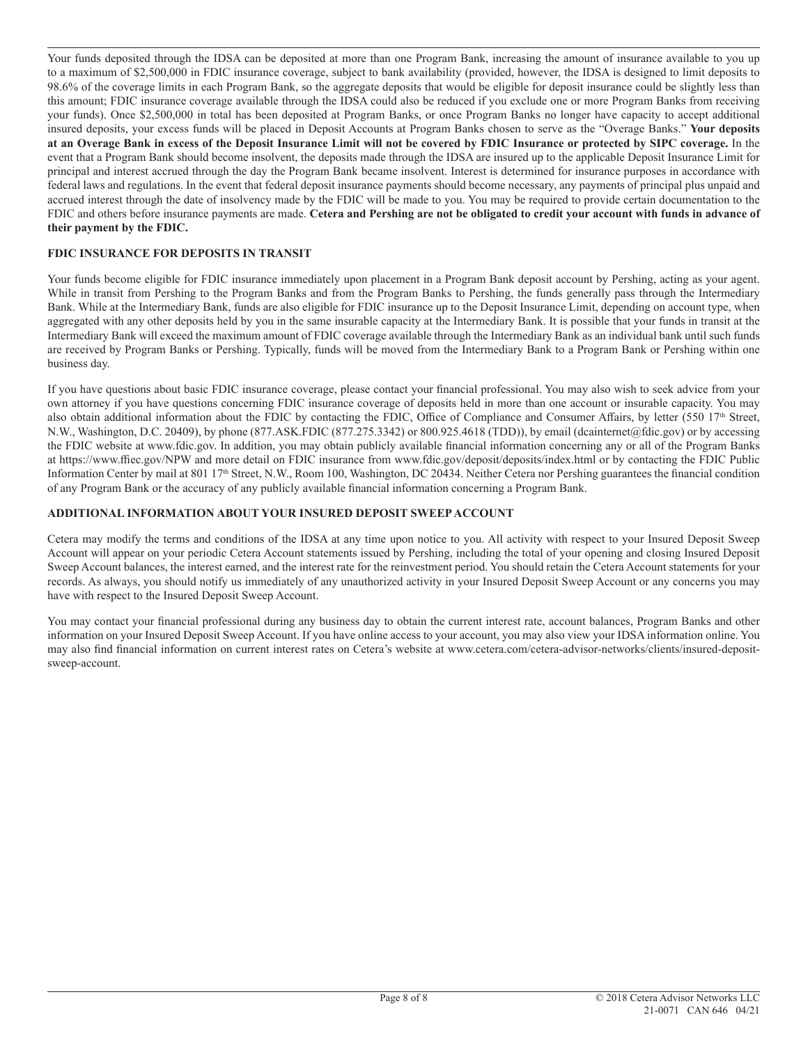Your funds deposited through the IDSA can be deposited at more than one Program Bank, increasing the amount of insurance available to you up to a maximum of $2,500,000 in FDIC insurance coverage, subject to bank availability (provided, however, the IDSA is designed to limit deposits to 98.6% of the coverage limits in each Program Bank, so the aggregate deposits that would be eligible for deposit insurance could be slightly less than this amount; FDIC insurance coverage available through the IDSA could also be reduced if you exclude one or more Program Banks from receiving your funds). Once $2,500,000 in total has been deposited at Program Banks, or once Program Banks no longer have capacity to accept additional insured deposits, your excess funds will be placed in Deposit Accounts at Program Banks chosen to serve as the "Overage Banks." **Your deposits at an Overage Bank in excess of the Deposit Insurance Limit will not be covered by FDIC Insurance or protected by SIPC coverage.** In the event that a Program Bank should become insolvent, the deposits made through the IDSA are insured up to the applicable Deposit Insurance Limit for principal and interest accrued through the day the Program Bank became insolvent. Interest is determined for insurance purposes in accordance with federal laws and regulations. In the event that federal deposit insurance payments should become necessary, any payments of principal plus unpaid and accrued interest through the date of insolvency made by the FDIC will be made to you. You may be required to provide certain documentation to the FDIC and others before insurance payments are made. **Cetera and Pershing are not be obligated to credit your account with funds in advance of their payment by the FDIC.**

## FDIC INSURANCE FOR DEPOSITS IN TRANSIT

Your funds become eligible for FDIC insurance immediately upon placement in a Program Bank deposit account by Pershing, acting as your agent. While in transit from Pershing to the Program Banks and from the Program Banks to Pershing, the funds generally pass through the Intermediary Bank. While at the Intermediary Bank, funds are also eligible for FDIC insurance up to the Deposit Insurance Limit, depending on account type, when aggregated with any other deposits held by you in the same insurable capacity at the Intermediary Bank. It is possible that your funds in transit at the Intermediary Bank will exceed the maximum amount of FDIC coverage available through the Intermediary Bank as an individual bank until such funds are received by Program Banks or Pershing. Typically, funds will be moved from the Intermediary Bank to a Program Bank or Pershing within one business day.

If you have questions about basic FDIC insurance coverage, please contact your financial professional. You may also wish to seek advice from your own attorney if you have questions concerning FDIC insurance coverage of deposits held in more than one account or insurable capacity. You may also obtain additional information about the FDIC by contacting the FDIC, Office of Compliance and Consumer Affairs, by letter (550 17th Street, N.W., Washington, D.C. 20409), by phone (877.ASK.FDIC (877.275.3342) or 800.925.4618 (TDD)), by email (dcainternet@fdic.gov) or by accessing the FDIC website at www.fdic.gov. In addition, you may obtain publicly available financial information concerning any or all of the Program Banks at https://www.ffiec.gov/NPW and more detail on FDIC insurance from www.fdic.gov/deposit/deposits/index.html or by contacting the FDIC Public Information Center by mail at 801 17th Street, N.W., Room 100, Washington, DC 20434. Neither Cetera nor Pershing guarantees the financial condition of any Program Bank or the accuracy of any publicly available financial information concerning a Program Bank.

## ADDITIONAL INFORMATION ABOUT YOUR INSURED DEPOSIT SWEEP ACCOUNT

Cetera may modify the terms and conditions of the IDSA at any time upon notice to you. All activity with respect to your Insured Deposit Sweep Account will appear on your periodic Cetera Account statements issued by Pershing, including the total of your opening and closing Insured Deposit Sweep Account balances, the interest earned, and the interest rate for the reinvestment period. You should retain the Cetera Account statements for your records. As always, you should notify us immediately of any unauthorized activity in your Insured Deposit Sweep Account or any concerns you may have with respect to the Insured Deposit Sweep Account.

You may contact your financial professional during any business day to obtain the current interest rate, account balances, Program Banks and other information on your Insured Deposit Sweep Account. If you have online access to your account, you may also view your IDSA information online. You may also find financial information on current interest rates on Cetera's website at www.cetera.com/cetera-advisor-networks/clients/insured-deposit-sweep-account.

© 2018 Cetera Advisor Networks LLC
21-0071 CAN 646 04/21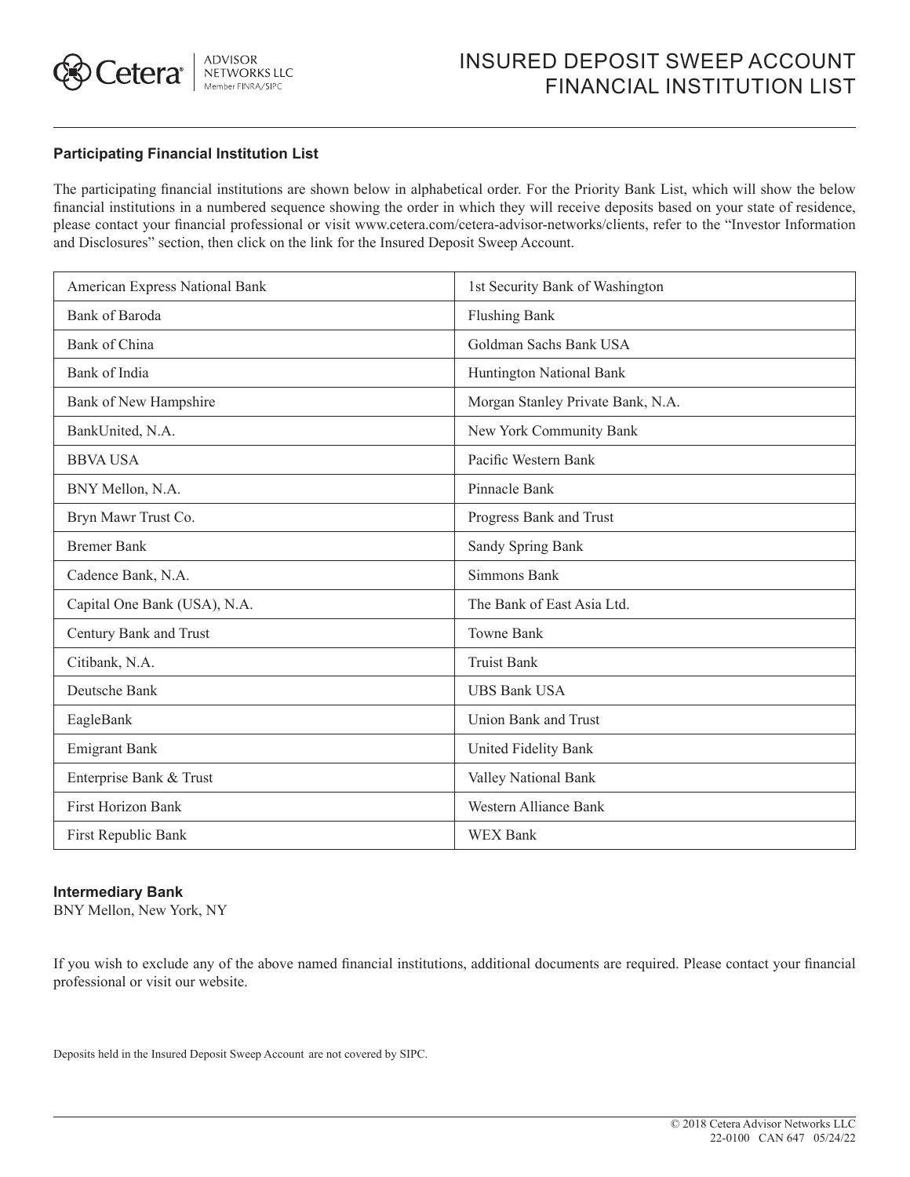# INSURED DEPOSIT SWEEP ACCOUNT FINANCIAL INSTITUTION LIST

**Participating Financial Institution List**

The participating financial institutions are shown below in alphabetical order. For the Priority Bank List, which will show the below financial institutions in a numbered sequence showing the order in which they will receive deposits based on your state of residence, please contact your financial professional or visit www.cetera.com/cetera-advisor-networks/clients, refer to the "Investor Information and Disclosures" section, then click on the link for the Insured Deposit Sweep Account.

| | |
|---|---|
| American Express National Bank | 1st Security Bank of Washington |
| Bank of Baroda | Flushing Bank |
| Bank of China | Goldman Sachs Bank USA |
| Bank of India | Huntington National Bank |
| Bank of New Hampshire | Morgan Stanley Private Bank, N.A. |
| BankUnited, N.A. | New York Community Bank |
| BBVA USA | Pacific Western Bank |
| BNY Mellon, N.A. | Pinnacle Bank |
| Bryn Mawr Trust Co. | Progress Bank and Trust |
| Bremer Bank | Sandy Spring Bank |
| Cadence Bank, N.A. | Simmons Bank |
| Capital One Bank (USA), N.A. | The Bank of East Asia Ltd. |
| Century Bank and Trust | Towne Bank |
| Citibank, N.A. | Truist Bank |
| Deutsche Bank | UBS Bank USA |
| EagleBank | Union Bank and Trust |
| Emigrant Bank | United Fidelity Bank |
| Enterprise Bank & Trust | Valley National Bank |
| First Horizon Bank | Western Alliance Bank |
| First Republic Bank | WEX Bank |

**Intermediary Bank**

BNY Mellon, New York, NY

If you wish to exclude any of the above named financial institutions, additional documents are required. Please contact your financial professional or visit our website.

Deposits held in the Insured Deposit Sweep Account are not covered by SIPC.

© 2018 Cetera Advisor Networks LLC
22-0100 CAN 647 05/24/22